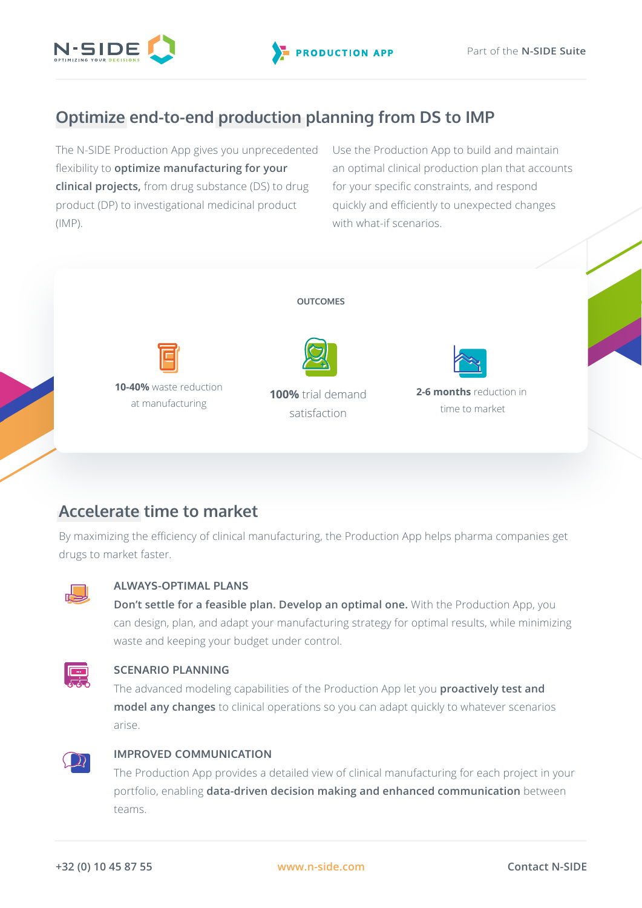N-SIDE
OPTIMIZING YOUR DECISIONS

PRODUCTION APP

Part of the **N-SIDE Suite**

# Optimize end-to-end production planning from DS to IMP

The N-SIDE Production App gives you unprecedented flexibility to **optimize manufacturing for your clinical projects,** from drug substance (DS) to drug product (DP) to investigational medicinal product (IMP).

Use the Production App to build and maintain an optimal clinical production plan that accounts for your specific constraints, and respond quickly and efficiently to unexpected changes with what-if scenarios.

### OUTCOMES

**10-40%** waste reduction at manufacturing

**100%** trial demand satisfaction

**2-6 months** reduction in time to market

## Accelerate time to market

By maximizing the efficiency of clinical manufacturing, the Production App helps pharma companies get drugs to market faster.

### ALWAYS-OPTIMAL PLANS

**Don't settle for a feasible plan. Develop an optimal one.** With the Production App, you can design, plan, and adapt your manufacturing strategy for optimal results, while minimizing waste and keeping your budget under control.

### SCENARIO PLANNING

The advanced modeling capabilities of the Production App let you **proactively test and model any changes** to clinical operations so you can adapt quickly to whatever scenarios arise.

### IMPROVED COMMUNICATION

The Production App provides a detailed view of clinical manufacturing for each project in your portfolio, enabling **data-driven decision making and enhanced communication** between teams.

+32 (0) 10 45 87 55 www.n-side.com Contact N-SIDE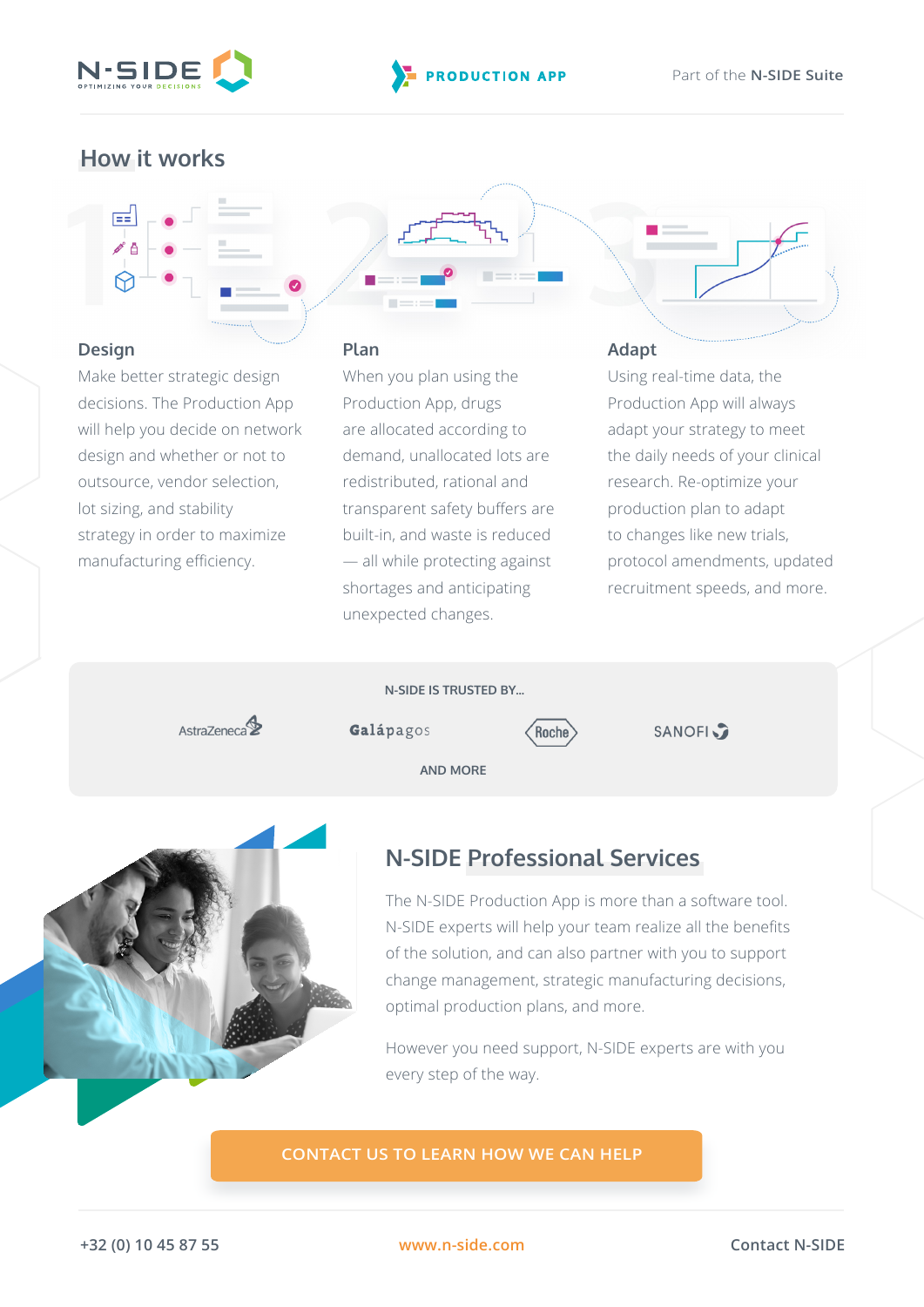## How it works

### Design

Make better strategic design decisions. The Production App will help you decide on network design and whether or not to outsource, vendor selection, lot sizing, and stability strategy in order to maximize manufacturing efficiency.

### Plan

When you plan using the Production App, drugs are allocated according to demand, unallocated lots are redistributed, rational and transparent safety buffers are built-in, and waste is reduced — all while protecting against shortages and anticipating unexpected changes.

### Adapt

Using real-time data, the Production App will always adapt your strategy to meet the daily needs of your clinical research. Re-optimize your production plan to adapt to changes like new trials, protocol amendments, updated recruitment speeds, and more.

N-SIDE IS TRUSTED BY...

AstraZeneca Galápagos Roche SANOFI

AND MORE

## N-SIDE Professional Services

The N-SIDE Production App is more than a software tool. N-SIDE experts will help your team realize all the benefits of the solution, and can also partner with you to support change management, strategic manufacturing decisions, optimal production plans, and more.

However you need support, N-SIDE experts are with you every step of the way.

CONTACT US TO LEARN HOW WE CAN HELP

+32 (0) 10 45 87 55 www.n-side.com Contact N-SIDE